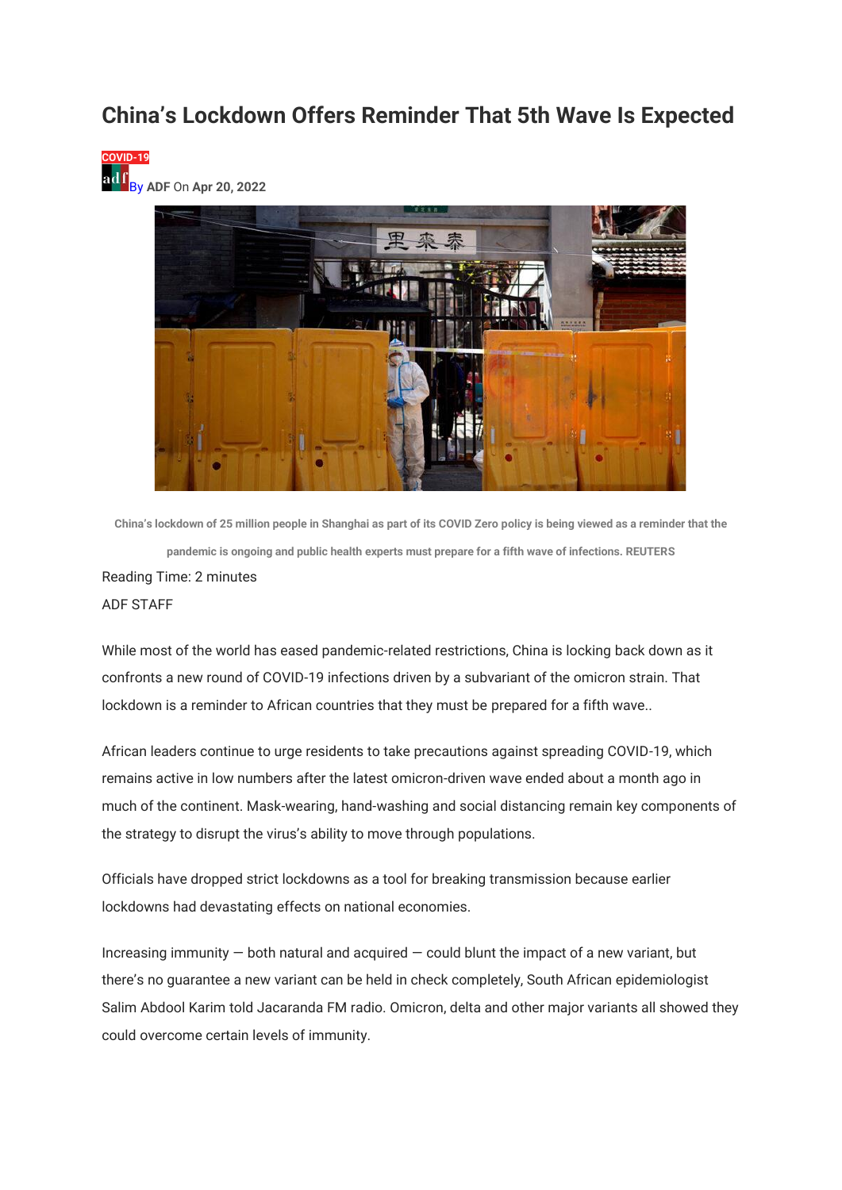# China's Lockdown Offers Reminder That 5th Wave Is Expected

COVID-19

By **ADF** On **Apr 20, 2022**

China's lockdown of 25 million people in Shanghai as part of its COVID Zero policy is being viewed as a reminder that the pandemic is ongoing and public health experts must prepare for a fifth wave of infections. REUTERS

Reading Time: 2 minutes

ADF STAFF

While most of the world has eased pandemic-related restrictions, China is locking back down as it confronts a new round of COVID-19 infections driven by a subvariant of the omicron strain. That lockdown is a reminder to African countries that they must be prepared for a fifth wave..

African leaders continue to urge residents to take precautions against spreading COVID-19, which remains active in low numbers after the latest omicron-driven wave ended about a month ago in much of the continent. Mask-wearing, hand-washing and social distancing remain key components of the strategy to disrupt the virus's ability to move through populations.

Officials have dropped strict lockdowns as a tool for breaking transmission because earlier lockdowns had devastating effects on national economies.

Increasing immunity — both natural and acquired — could blunt the impact of a new variant, but there's no guarantee a new variant can be held in check completely, South African epidemiologist Salim Abdool Karim told Jacaranda FM radio. Omicron, delta and other major variants all showed they could overcome certain levels of immunity.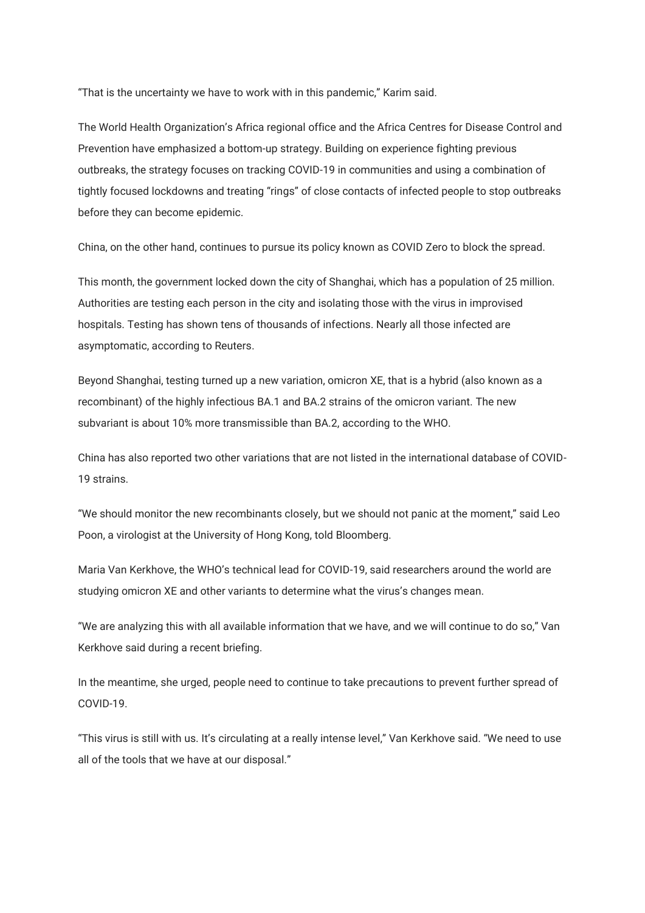"That is the uncertainty we have to work with in this pandemic," Karim said.

The World Health Organization's Africa regional office and the Africa Centres for Disease Control and Prevention have emphasized a bottom-up strategy. Building on experience fighting previous outbreaks, the strategy focuses on tracking COVID-19 in communities and using a combination of tightly focused lockdowns and treating "rings" of close contacts of infected people to stop outbreaks before they can become epidemic.

China, on the other hand, continues to pursue its policy known as COVID Zero to block the spread.

This month, the government locked down the city of Shanghai, which has a population of 25 million. Authorities are testing each person in the city and isolating those with the virus in improvised hospitals. Testing has shown tens of thousands of infections. Nearly all those infected are asymptomatic, according to Reuters.

Beyond Shanghai, testing turned up a new variation, omicron XE, that is a hybrid (also known as a recombinant) of the highly infectious BA.1 and BA.2 strains of the omicron variant. The new subvariant is about 10% more transmissible than BA.2, according to the WHO.

China has also reported two other variations that are not listed in the international database of COVID-19 strains.

"We should monitor the new recombinants closely, but we should not panic at the moment," said Leo Poon, a virologist at the University of Hong Kong, told Bloomberg.

Maria Van Kerkhove, the WHO's technical lead for COVID-19, said researchers around the world are studying omicron XE and other variants to determine what the virus's changes mean.

"We are analyzing this with all available information that we have, and we will continue to do so," Van Kerkhove said during a recent briefing.

In the meantime, she urged, people need to continue to take precautions to prevent further spread of COVID-19.

"This virus is still with us. It's circulating at a really intense level," Van Kerkhove said. "We need to use all of the tools that we have at our disposal."